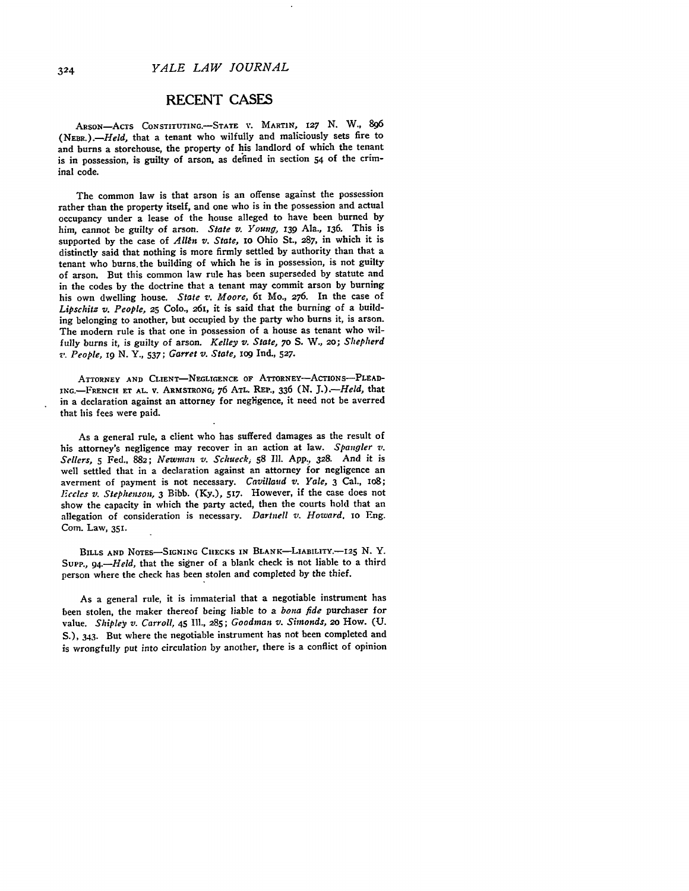# RECENT CASES

ARSON—ACTS CONSTITUTING.—STATE v. MARTIN, 127 N. W., 896 (NEBR.).—*Held*, that a tenant who wilfully and maliciously sets fire to and burns a storehouse, the property of his landlord of which the tenant is in possession, is guilty of arson, as defined in section 54 of the criminal code.

The common law is that arson is an offense against the possession rather than the property itself, and one who is in the possession and actual occupancy under a lease of the house alleged to have been burned by him, cannot be guilty of arson. *State v. Young*, 139 Ala., 136. This is supported by the case of *Allen v. State*, 10 Ohio St., 287, in which it is distinctly said that nothing is more firmly settled by authority than that a tenant who burns the building of which he is in possession, is not guilty of arson. But this common law rule has been superseded by statute and in the codes by the doctrine that a tenant may commit arson by burning his own dwelling house. *State v. Moore*, 61 Mo., 276. In the case of *Lipschitz v. People*, 25 Colo., 261, it is said that the burning of a building belonging to another, but occupied by the party who burns it, is arson. The modern rule is that one in possession of a house as tenant who wilfully burns it, is guilty of arson. *Kelley v. State*, 70 S. W., 20; *Shepherd v. People*, 19 N. Y., 537; *Garret v. State*, 109 Ind., 527.

ATTORNEY AND CLIENT—NEGLIGENCE OF ATTORNEY—ACTIONS—PLEADING.—FRENCH ET AL. v. ARMSTRONG, 76 ATL. REP., 336 (N. J.).—*Held*, that in a declaration against an attorney for negligence, it need not be averred that his fees were paid.

As a general rule, a client who has suffered damages as the result of his attorney's negligence may recover in an action at law. *Spangler v. Sellers*, 5 Fed., 882; *Newman v. Schueck*, 58 Ill. App., 328. And it is well settled that in a declaration against an attorney for negligence an averment of payment is not necessary. *Cavillaud v. Yale*, 3 Cal., 108; *Eccles v. Stephenson*, 3 Bibb. (Ky.), 517. However, if the case does not show the capacity in which the party acted, then the courts hold that an allegation of consideration is necessary. *Dartnell v. Howard*, 10 Eng. Com. Law, 351.

BILLS AND NOTES—SIGNING CHECKS IN BLANK—LIABILITY.—125 N. Y. SUPP., 94.—*Held*, that the signer of a blank check is not liable to a third person where the check has been stolen and completed by the thief.

As a general rule, it is immaterial that a negotiable instrument has been stolen, the maker thereof being liable to a *bona fide* purchaser for value. *Shipley v. Carroll*, 45 Ill., 285; *Goodman v. Simonds*, 20 How. (U. S.), 343. But where the negotiable instrument has not been completed and is wrongfully put into circulation by another, there is a conflict of opinion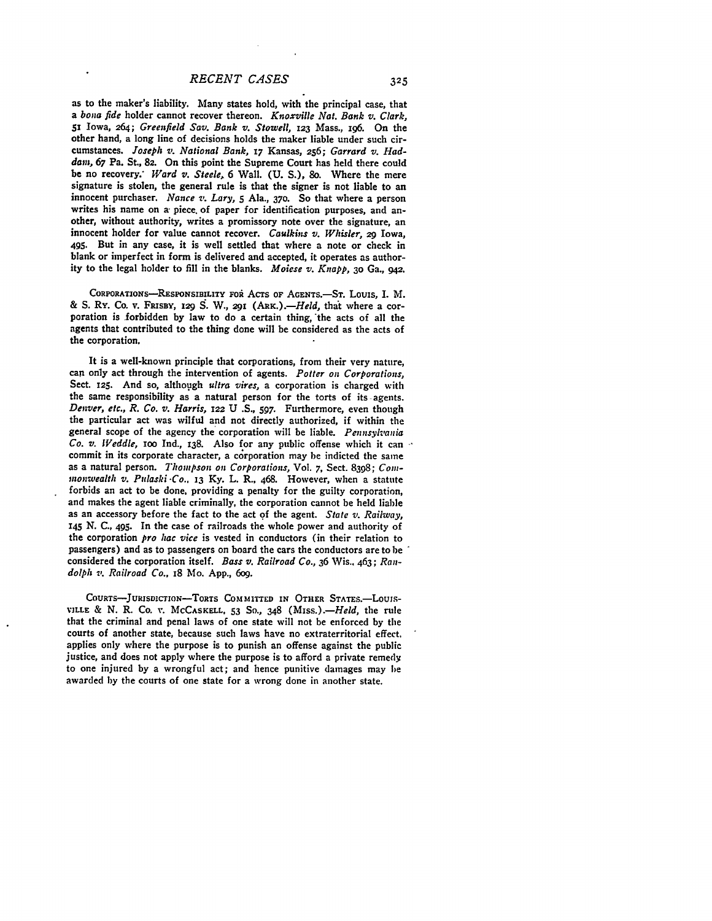as to the maker's liability. Many states hold, with the principal case, that a *bona fide* holder cannot recover thereon. *Knoxville Nat. Bank v. Clark*, 51 Iowa, 264; *Greenfield Sav. Bank v. Stowell*, 123 Mass., 196. On the other hand, a long line of decisions holds the maker liable under such circumstances. *Joseph v. National Bank*, 17 Kansas, 256; *Garrard v. Haddam*, 67 Pa. St., 82. On this point the Supreme Court has held there could be no recovery. *Ward v. Steele*, 6 Wall. (U. S.), 80. Where the mere signature is stolen, the general rule is that the signer is not liable to an innocent purchaser. *Nance v. Lary*, 5 Ala., 370. So that where a person writes his name on a piece of paper for identification purposes, and another, without authority, writes a promissory note over the signature, an innocent holder for value cannot recover. *Caulkins v. Whisler*, 29 Iowa, 495. But in any case, it is well settled that where a note or check in blank or imperfect in form is delivered and accepted, it operates as authority to the legal holder to fill in the blanks. *Moiese v. Knapp*, 30 Ga., 942.

CORPORATIONS—RESPONSIBILITY FOR ACTS OF AGENTS.—ST. LOUIS, I. M. & S. RY. CO. v. FRISBY, 129 S. W., 291 (ARK.).—*Held*, that where a corporation is forbidden by law to do a certain thing, the acts of all the agents that contributed to the thing done will be considered as the acts of the corporation.

It is a well-known principle that corporations, from their very nature, can only act through the intervention of agents. *Potter on Corporations*, Sect. 125. And so, although *ultra vires*, a corporation is charged with the same responsibility as a natural person for the torts of its agents. *Denver, etc., R. Co. v. Harris*, 122 U .S., 597. Furthermore, even though the particular act was wilful and not directly authorized, if within the general scope of the agency the corporation will be liable. *Pennsylvania Co. v. Weddle*, 100 Ind., 138. Also for any public offense which it can commit in its corporate character, a corporation may be indicted the same as a natural person. *Thompson on Corporations*, Vol. 7, Sect. 8398; *Commonwealth v. Pulaski Co.*, 13 Ky. L. R., 468. However, when a statute forbids an act to be done, providing a penalty for the guilty corporation, and makes the agent liable criminally, the corporation cannot be held liable as an accessory before the fact to the act of the agent. *State v. Railway*, 145 N. C., 495. In the case of railroads the whole power and authority of the corporation *pro hac vice* is vested in conductors (in their relation to passengers) and as to passengers on board the cars the conductors are to be considered the corporation itself. *Bass v. Railroad Co.*, 36 Wis., 463; *Randolph v. Railroad Co.*, 18 Mo. App., 609.

COURTS—JURISDICTION—TORTS COMMITTED IN OTHER STATES.—LOUISVILLE & N. R. CO. v. MCCASKELL, 53 SO., 348 (MISS.).—*Held*, the rule that the criminal and penal laws of one state will not be enforced by the courts of another state, because such laws have no extraterritorial effect, applies only where the purpose is to punish an offense against the public justice, and does not apply where the purpose is to afford a private remedy to one injured by a wrongful act; and hence punitive damages may be awarded by the courts of one state for a wrong done in another state.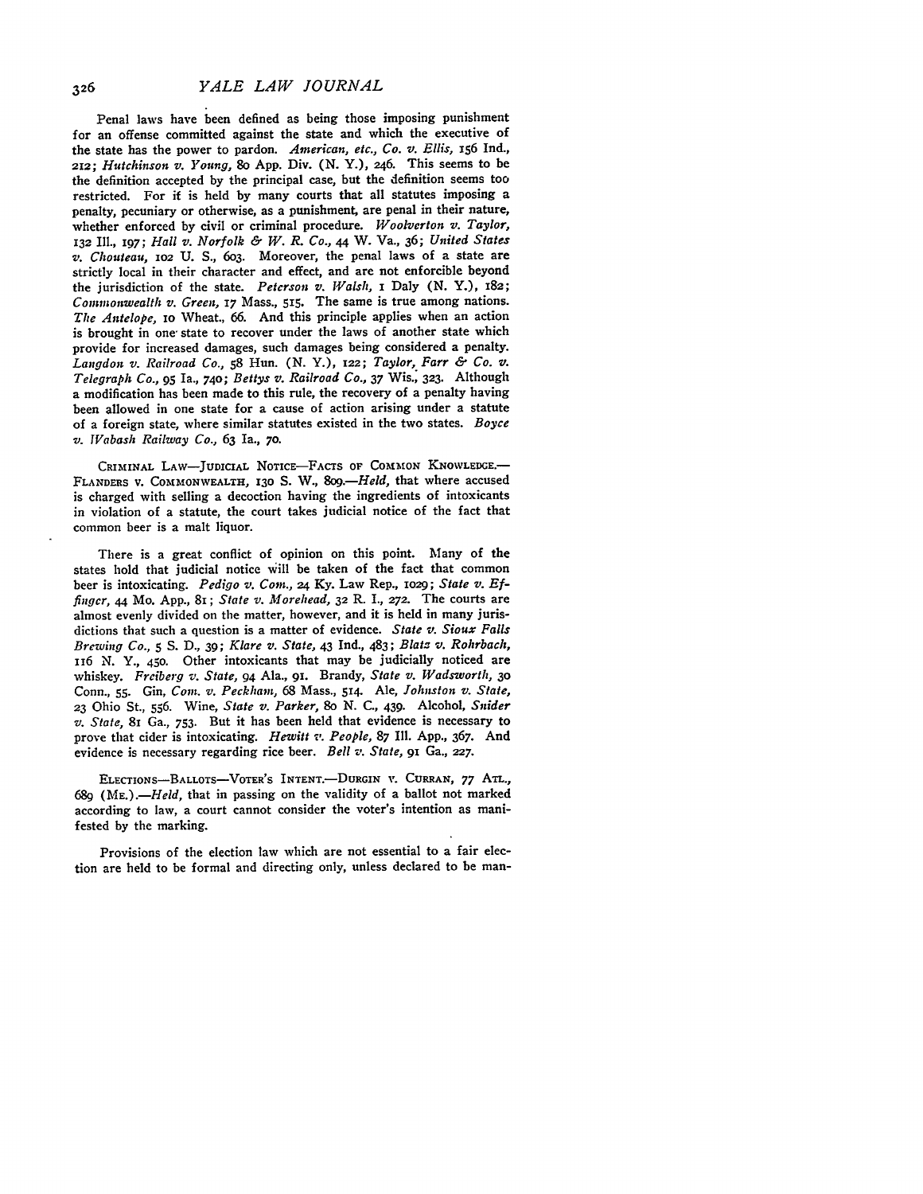Penal laws have been defined as being those imposing punishment for an offense committed against the state and which the executive of the state has the power to pardon. *American, etc., Co. v. Ellis,* 156 Ind., 212; *Hutchinson v. Young,* 80 App. Div. (N. Y.), 246. This seems to be the definition accepted by the principal case, but the definition seems too restricted. For it is held by many courts that all statutes imposing a penalty, pecuniary or otherwise, as a punishment, are penal in their nature, whether enforced by civil or criminal procedure. *Woolverton v. Taylor,* 132 Ill., 197; *Hall v. Norfolk & W. R. Co.,* 44 W. Va., 36; *United States v. Chouteau,* 102 U. S., 603. Moreover, the penal laws of a state are strictly local in their character and effect, and are not enforcible beyond the jurisdiction of the state. *Peterson v. Walsh,* 1 Daly (N. Y.), 182; *Commonwealth v. Green,* 17 Mass., 515. The same is true among nations. *The Antelope,* 10 Wheat., 66. And this principle applies when an action is brought in one state to recover under the laws of another state which provide for increased damages, such damages being considered a penalty. *Langdon v. Railroad Co.,* 58 Hun. (N. Y.), 122; *Taylor, Farr & Co. v. Telegraph Co.,* 95 Ia., 740; *Bettys v. Railroad Co.,* 37 Wis., 323. Although a modification has been made to this rule, the recovery of a penalty having been allowed in one state for a cause of action arising under a statute of a foreign state, where similar statutes existed in the two states. *Boyce v. Wabash Railway Co.,* 63 Ia., 70.

CRIMINAL LAW—JUDICIAL NOTICE—FACTS OF COMMON KNOWLEDGE.—FLANDERS v. COMMONWEALTH, 130 S. W., 809.—*Held,* that where accused is charged with selling a decoction having the ingredients of intoxicants in violation of a statute, the court takes judicial notice of the fact that common beer is a malt liquor.

There is a great conflict of opinion on this point. Many of the states hold that judicial notice will be taken of the fact that common beer is intoxicating. *Pedigo v. Com.,* 24 Ky. Law Rep., 1029; *State v. Effinger,* 44 Mo. App., 81; *State v. Morehead,* 32 R. I., 272. The courts are almost evenly divided on the matter, however, and it is held in many jurisdictions that such a question is a matter of evidence. *State v. Sioux Falls Brewing Co.,* 5 S. D., 39; *Klare v. State,* 43 Ind., 483; *Blatz v. Rohrbach,* 116 N. Y., 450. Other intoxicants that may be judicially noticed are whiskey. *Freiberg v. State,* 94 Ala., 91. Brandy, *State v. Wadsworth,* 30 Conn., 55. Gin, *Com. v. Peckham,* 68 Mass., 514. Ale, *Johnston v. State,* 23 Ohio St., 556. Wine, *State v. Parker,* 80 N. C., 439. Alcohol, *Snider v. State,* 81 Ga., 753. But it has been held that evidence is necessary to prove that cider is intoxicating. *Hewitt v. People,* 87 Ill. App., 367. And evidence is necessary regarding rice beer. *Bell v. State,* 91 Ga., 227.

ELECTIONS—BALLOTS—VOTER'S INTENT.—DURGIN v. CURRAN, 77 ATL., 689 (ME.).—*Held,* that in passing on the validity of a ballot not marked according to law, a court cannot consider the voter's intention as manifested by the marking.

Provisions of the election law which are not essential to a fair election are held to be formal and directing only, unless declared to be man-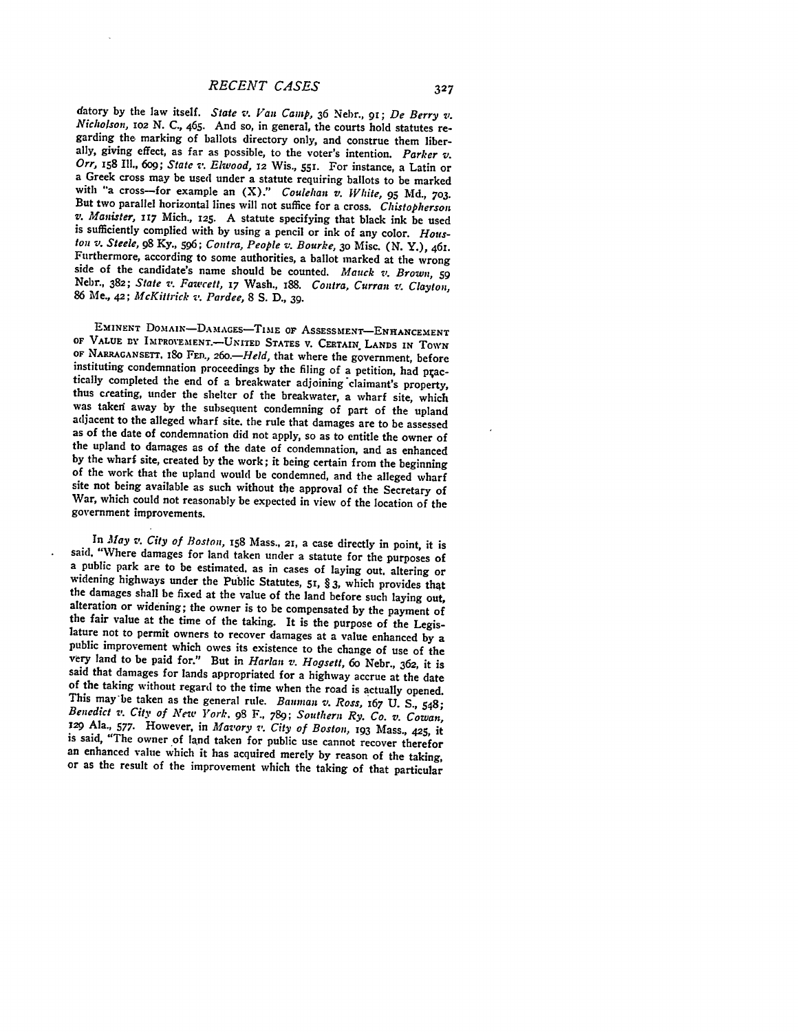datory by the law itself. *State v. Van Camp*, 36 Nebr., 91; *De Berry v. Nicholson*, 102 N. C., 465. And so, in general, the courts hold statutes regarding the marking of ballots directory only, and construe them liberally, giving effect, as far as possible, to the voter's intention. *Parker v. Orr*, 158 Ill., 609; *State v. Elwood*, 12 Wis., 551. For instance, a Latin or a Greek cross may be used under a statute requiring ballots to be marked with "a cross—for example an (X)." *Coulehan v. White*, 95 Md., 703. But two parallel horizontal lines will not suffice for a cross. *Chistopherson v. Manister*, 117 Mich., 125. A statute specifying that black ink be used is sufficiently complied with by using a pencil or ink of any color. *Houston v. Steele*, 98 Ky., 596; *Contra, People v. Bourke*, 30 Misc. (N. Y.), 461. Furthermore, according to some authorities, a ballot marked at the wrong side of the candidate's name should be counted. *Mauck v. Brown*, 59 Nebr., 382; *State v. Fawcett*, 17 Wash., 188. *Contra, Curran v. Clayton*, 86 Me., 42; *McKittrick v. Pardee*, 8 S. D., 39.

EMINENT DOMAIN—DAMAGES—TIME OF ASSESSMENT—ENHANCEMENT OF VALUE BY IMPROVEMENT.—UNITED STATES V. CERTAIN LANDS IN TOWN OF NARRAGANSETT, 180 FED., 260.—*Held*, that where the government, before instituting condemnation proceedings by the filing of a petition, had practically completed the end of a breakwater adjoining claimant's property, thus creating, under the shelter of the breakwater, a wharf site, which was taken away by the subsequent condemning of part of the upland adjacent to the alleged wharf site, the rule that damages are to be assessed as of the date of condemnation did not apply, so as to entitle the owner of the upland to damages as of the date of condemnation, and as enhanced by the wharf site, created by the work; it being certain from the beginning of the work that the upland would be condemned, and the alleged wharf site not being available as such without the approval of the Secretary of War, which could not reasonably be expected in view of the location of the government improvements.

In *May v. City of Boston*, 158 Mass., 21, a case directly in point, it is said, "Where damages for land taken under a statute for the purposes of a public park are to be estimated, as in cases of laying out, altering or widening highways under the Public Statutes, 51, § 3, which provides that the damages shall be fixed at the value of the land before such laying out, alteration or widening; the owner is to be compensated by the payment of the fair value at the time of the taking. It is the purpose of the Legislature not to permit owners to recover damages at a value enhanced by a public improvement which owes its existence to the change of use of the very land to be paid for." But in *Harlan v. Hogsett*, 60 Nebr., 362, it is said that damages for lands appropriated for a highway accrue at the date of the taking without regard to the time when the road is actually opened. This may be taken as the general rule. *Bauman v. Ross*, 167 U. S., 548; *Benedict v. City of New York*, 98 F., 789; *Southern Ry. Co. v. Cowan*, 129 Ala., 577. However, in *Mavory v. City of Boston*, 193 Mass., 425, it is said, "The owner of land taken for public use cannot recover therefor an enhanced value which it has acquired merely by reason of the taking, or as the result of the improvement which the taking of that particular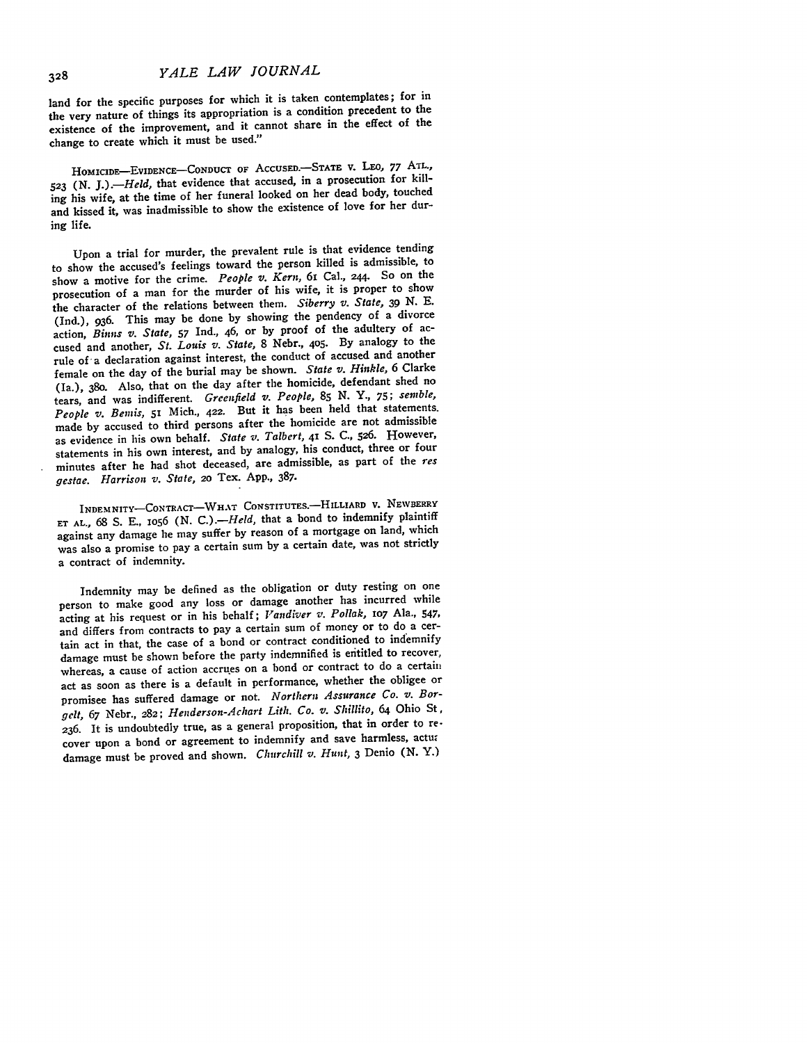land for the specific purposes for which it is taken contemplates; for in the very nature of things its appropriation is a condition precedent to the existence of the improvement, and it cannot share in the effect of the change to create which it must be used."

HOMICIDE—EVIDENCE—CONDUCT OF ACCUSED.—STATE v. LEO, 77 ATL., 523 (N. J.).—*Held*, that evidence that accused, in a prosecution for killing his wife, at the time of her funeral looked on her dead body, touched and kissed it, was inadmissible to show the existence of love for her during life.

Upon a trial for murder, the prevalent rule is that evidence tending to show the accused's feelings toward the person killed is admissible, to show a motive for the crime. *People v. Kern*, 61 Cal., 244. So on the prosecution of a man for the murder of his wife, it is proper to show the character of the relations between them. *Siberry v. State*, 39 N. E. (Ind.), 936. This may be done by showing the pendency of a divorce action, *Binns v. State*, 57 Ind., 46, or by proof of the adultery of accused and another, *St. Louis v. State*, 8 Nebr., 405. By analogy to the rule of a declaration against interest, the conduct of accused and another female on the day of the burial may be shown. *State v. Hinkle*, 6 Clarke (Ia.), 380. Also, that on the day after the homicide, defendant shed no tears, and was indifferent. *Greenfield v. People*, 85 N. Y., 75; *semble, People v. Bemis*, 51 Mich., 422. But it has been held that statements made by accused to third persons after the homicide are not admissible as evidence in his own behalf. *State v. Talbert*, 41 S. C., 526. However, statements in his own interest, and by analogy, his conduct, three or four minutes after he had shot deceased, are admissible, as part of the *res gestae*. *Harrison v. State*, 20 Tex. App., 387.

INDEMNITY—CONTRACT—WHAT CONSTITUTES.—HILLIARD v. NEWBERRY ET AL., 68 S. E., 1056 (N. C.).—*Held*, that a bond to indemnify plaintiff against any damage he may suffer by reason of a mortgage on land, which was also a promise to pay a certain sum by a certain date, was not strictly a contract of indemnity.

Indemnity may be defined as the obligation or duty resting on one person to make good any loss or damage another has incurred while acting at his request or in his behalf; *Vandiver v. Pollak*, 107 Ala., 547, and differs from contracts to pay a certain sum of money or to do a certain act in that, the case of a bond or contract conditioned to indemnify damage must be shown before the party indemnified is entitled to recover, whereas, a cause of action accrues on a bond or contract to do a certain act as soon as there is a default in performance, whether the obligee or promisee has suffered damage or not. *Northern Assurance Co. v. Borgelt*, 67 Nebr., 282; *Henderson-Achart Lith. Co. v. Shillito*, 64 Ohio St., 236. It is undoubtedly true, as a general proposition, that in order to recover upon a bond or agreement to indemnify and save harmless, actual damage must be proved and shown. *Churchill v. Hunt*, 3 Denio (N. Y.)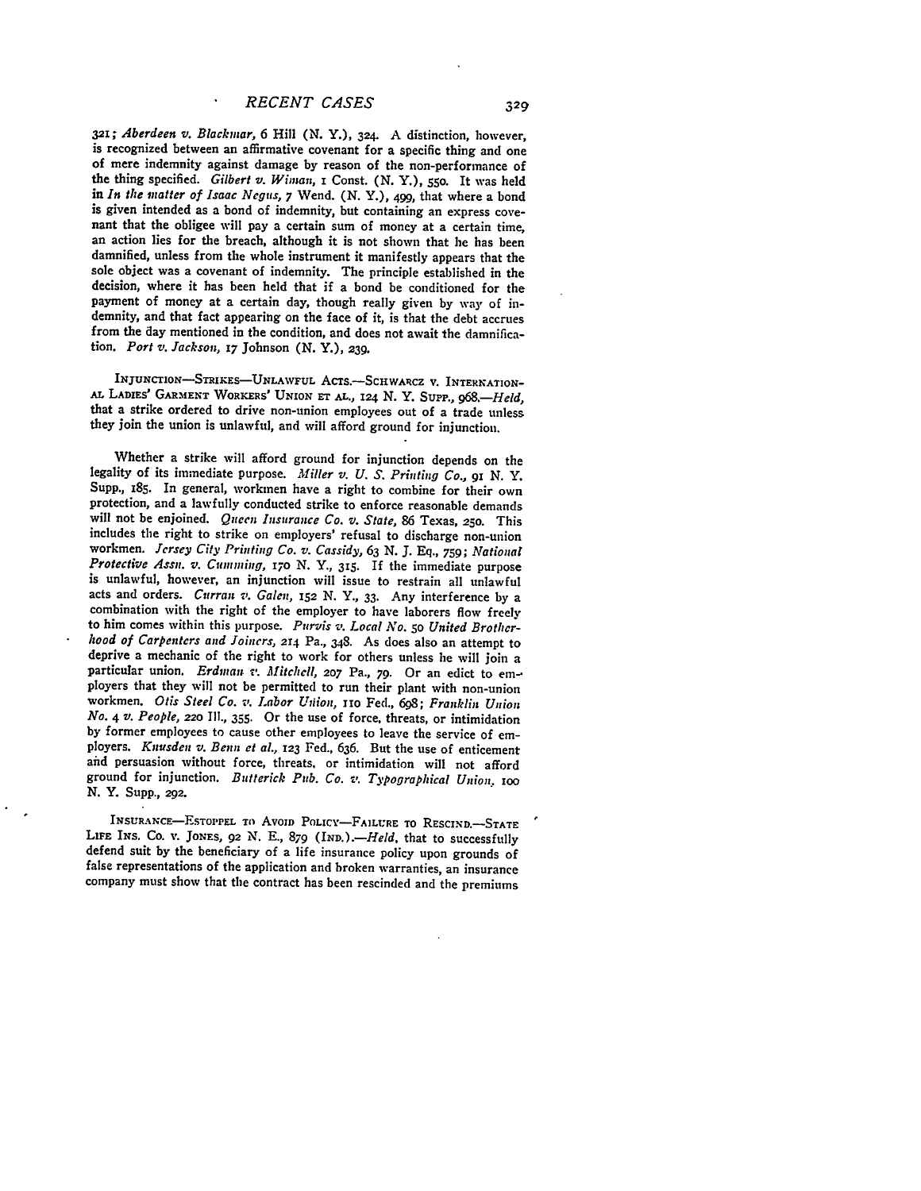321; *Aberdeen v. Blackmar*, 6 Hill (N. Y.), 324. A distinction, however, is recognized between an affirmative covenant for a specific thing and one of mere indemnity against damage by reason of the non-performance of the thing specified. *Gilbert v. Wiman*, 1 Const. (N. Y.), 550. It was held in *In the matter of Isaac Negus*, 7 Wend. (N. Y.), 499, that where a bond is given intended as a bond of indemnity, but containing an express covenant that the obligee will pay a certain sum of money at a certain time, an action lies for the breach, although it is not shown that he has been damnified, unless from the whole instrument it manifestly appears that the sole object was a covenant of indemnity. The principle established in the decision, where it has been held that if a bond be conditioned for the payment of money at a certain day, though really given by way of indemnity, and that fact appearing on the face of it, is that the debt accrues from the day mentioned in the condition, and does not await the damnification. *Port v. Jackson*, 17 Johnson (N. Y.), 239.

INJUNCTION—STRIKES—UNLAWFUL ACTS.—SCHWARCZ v. INTERNATIONAL LADIES' GARMENT WORKERS' UNION ET AL., 124 N. Y. SUPP., 968.—*Held*, that a strike ordered to drive non-union employees out of a trade unless they join the union is unlawful, and will afford ground for injunction.

Whether a strike will afford ground for injunction depends on the legality of its immediate purpose. *Miller v. U. S. Printing Co.*, 91 N. Y. Supp., 185. In general, workmen have a right to combine for their own protection, and a lawfully conducted strike to enforce reasonable demands will not be enjoined. *Queen Insurance Co. v. State*, 86 Texas, 250. This includes the right to strike on employers' refusal to discharge non-union workmen. *Jersey City Printing Co. v. Cassidy*, 63 N. J. Eq., 759; *National Protective Assn. v. Cumming*, 170 N. Y., 315. If the immediate purpose is unlawful, however, an injunction will issue to restrain all unlawful acts and orders. *Curran v. Galen*, 152 N. Y., 33. Any interference by a combination with the right of the employer to have laborers flow freely to him comes within this purpose. *Purvis v. Local No. 50 United Brotherhood of Carpenters and Joiners*, 214 Pa., 348. As does also an attempt to deprive a mechanic of the right to work for others unless he will join a particular union. *Erdman v. Mitchell*, 207 Pa., 79. Or an edict to employers that they will not be permitted to run their plant with non-union workmen. *Otis Steel Co. v. Labor Union*, 110 Fed., 698; *Franklin Union No. 4 v. People*, 220 Ill., 355. Or the use of force, threats, or intimidation by former employees to cause other employees to leave the service of employers. *Knusden v. Benn et al.*, 123 Fed., 636. But the use of enticement and persuasion without force, threats, or intimidation will not afford ground for injunction. *Butterick Pub. Co. v. Typographical Union*, 100 N. Y. Supp., 292.

INSURANCE—ESTOPPEL TO AVOID POLICY—FAILURE TO RESCIND.—STATE LIFE INS. CO. v. JONES, 92 N. E., 879 (IND.).—*Held*, that to successfully defend suit by the beneficiary of a life insurance policy upon grounds of false representations of the application and broken warranties, an insurance company must show that the contract has been rescinded and the premiums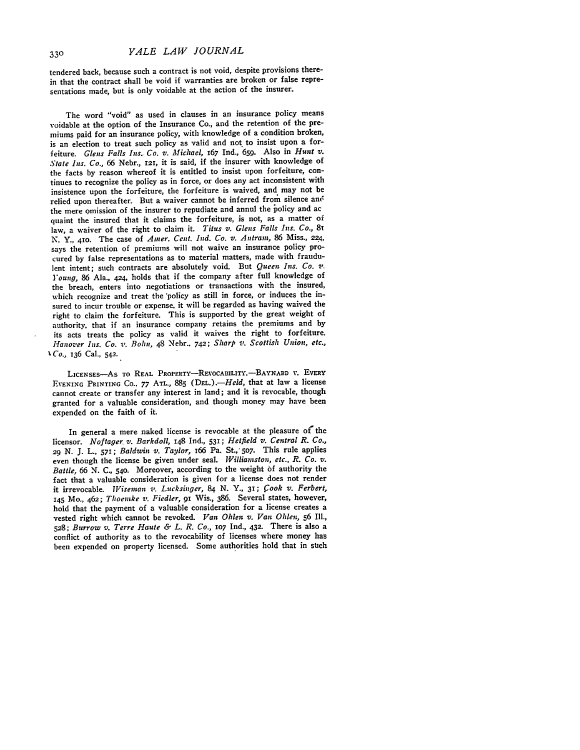tendered back, because such a contract is not void, despite provisions therein that the contract shall be void if warranties are broken or false representations made, but is only voidable at the action of the insurer.

The word "void" as used in clauses in an insurance policy means voidable at the option of the Insurance Co., and the retention of the premiums paid for an insurance policy, with knowledge of a condition broken, is an election to treat such policy as valid and not to insist upon a forfeiture. *Glens Falls Ins. Co. v. Michael,* 167 Ind., 659. Also in *Hunt v. State Ins. Co.,* 66 Nebr., 121, it is said, if the insurer with knowledge of the facts by reason whereof it is entitled to insist upon forfeiture, continues to recognize the policy as in force, or does any act inconsistent with insistence upon the forfeiture, the forfeiture is waived, and may not be relied upon thereafter. But a waiver cannot be inferred from silence and the mere omission of the insurer to repudiate and annul the policy and acquaint the insured that it claims the forfeiture, is not, as a matter of law, a waiver of the right to claim it. *Titus v. Glens Falls Ins. Co.,* 81 N. Y., 410. The case of *Amer. Cent. Ind. Co. v. Antram,* 86 Miss., 224, says the retention of premiums will not waive an insurance policy procured by false representations as to material matters, made with fraudulent intent; such contracts are absolutely void. But *Queen Ins. Co. v. Young,* 86 Ala., 424, holds that if the company after full knowledge of the breach, enters into negotiations or transactions with the insured, which recognize and treat the policy as still in force, or induces the insured to incur trouble or expense, it will be regarded as having waived the right to claim the forfeiture. This is supported by the great weight of authority, that if an insurance company retains the premiums and by its acts treats the policy as valid it waives the right to forfeiture. *Hanover Ins. Co. v. Bohn,* 48 Nebr., 742; *Sharp v. Scottish Union, etc., Co.,* 136 Cal., 542.

LICENSES—AS TO REAL PROPERTY—REVOCABILITY.—BAYNARD V. EVERY EVENING PRINTING CO., 77 ATL., 885 (DEL.).—*Held,* that at law a license cannot create or transfer any interest in land; and it is revocable, though granted for a valuable consideration, and though money may have been expended on the faith of it.

In general a mere naked license is revocable at the pleasure of the licensor. *Noftager v. Barkdoll,* 148 Ind., 531; *Hetfield v. Central R. Co.,* 29 N. J. L., 571; *Baldwin v. Taylor,* 166 Pa. St., 507. This rule applies even though the license be given under seal. *Williamston, etc., R. Co. v. Battle,* 66 N. C., 540. Moreover, according to the weight of authority the fact that a valuable consideration is given for a license does not render it irrevocable. *Wiseman v. Lucksinger,* 84 N. Y., 31; *Cook v. Ferbert,* 145 Mo., 462; *Thoemke v. Fiedler,* 91 Wis., 386. Several states, however, hold that the payment of a valuable consideration for a license creates a vested right which cannot be revoked. *Van Ohlen v. Van Ohlen,* 56 Ill., 528; *Burrow v. Terre Haute & L. R. Co.,* 107 Ind., 432. There is also a conflict of authority as to the revocability of licenses where money has been expended on property licensed. Some authorities hold that in such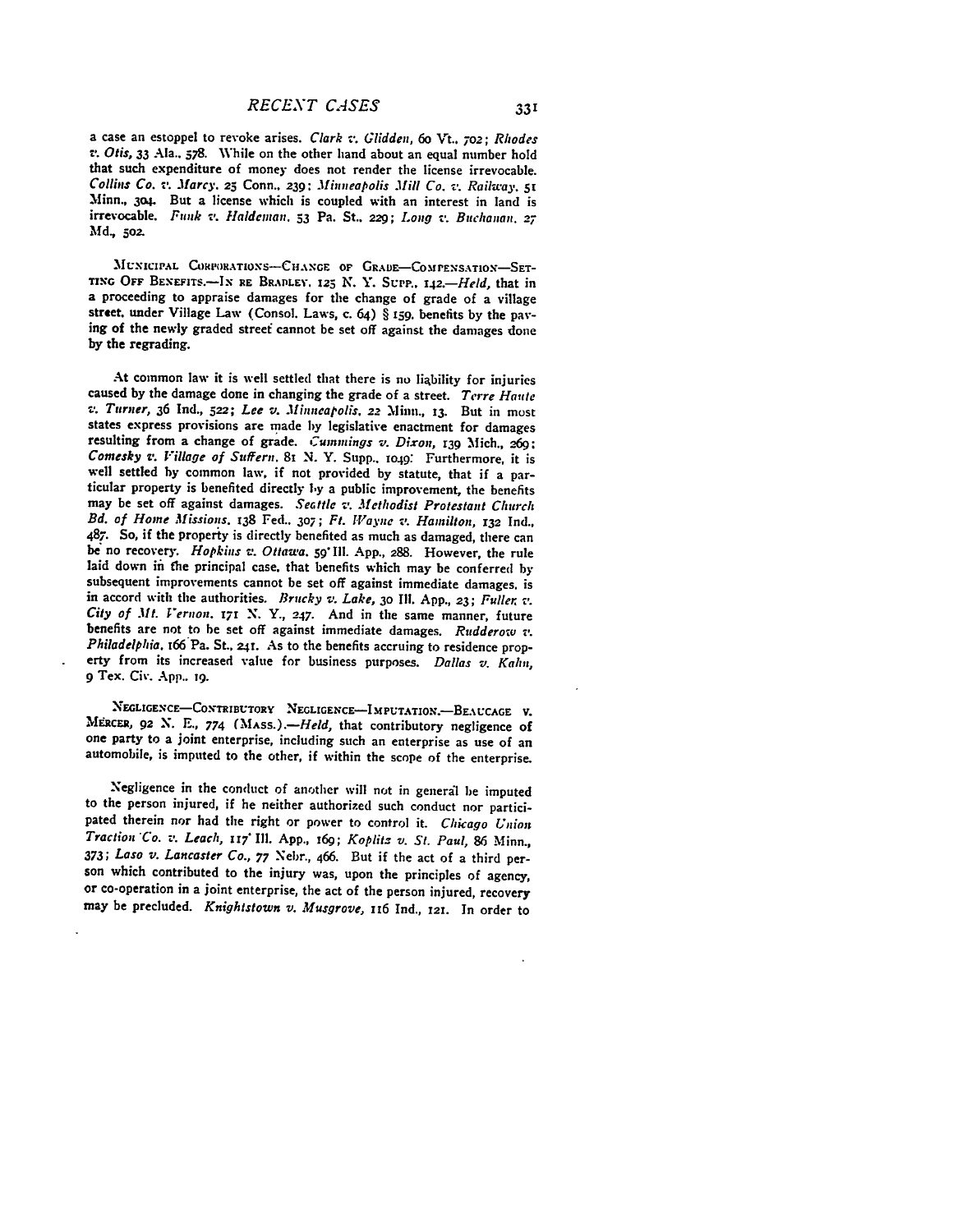a case an estoppel to revoke arises. *Clark v. Glidden*, 60 Vt., 702; *Rhodes v. Otis*, 33 Ala., 578. While on the other hand about an equal number hold that such expenditure of money does not render the license irrevocable. *Collins Co. v. Marcy*, 25 Conn., 239; *Minneapolis Mill Co. v. Railway*, 51 Minn., 304. But a license which is coupled with an interest in land is irrevocable. *Funk v. Haldeman*, 53 Pa. St., 229; *Long v. Buchanan*, 27 Md., 502.

MUNICIPAL CORPORATIONS—CHANGE OF GRADE—COMPENSATION—SETTING OFF BENEFITS.—IN RE BRADLEY, 125 N. Y. SUPP., 142.—*Held*, that in a proceeding to appraise damages for the change of grade of a village street, under Village Law (Consol. Laws, c. 64) § 159, benefits by the paving of the newly graded street cannot be set off against the damages done by the regrading.

At common law it is well settled that there is no liability for injuries caused by the damage done in changing the grade of a street. *Terre Haute v. Turner*, 36 Ind., 522; *Lee v. Minneapolis*, 22 Minn., 13. But in most states express provisions are made by legislative enactment for damages resulting from a change of grade. *Cummings v. Dixon*, 139 Mich., 269; *Comesky v. Village of Suffern*, 81 N. Y. Supp., 1049. Furthermore, it is well settled by common law, if not provided by statute, that if a particular property is benefited directly by a public improvement, the benefits may be set off against damages. *Seattle v. Methodist Protestant Church Bd. of Home Missions*, 138 Fed., 307; *Ft. Wayne v. Hamilton*, 132 Ind., 487. So, if the property is directly benefited as much as damaged, there can be no recovery. *Hopkins v. Ottawa*, 59 Ill. App., 288. However, the rule laid down in the principal case, that benefits which may be conferred by subsequent improvements cannot be set off against immediate damages, is in accord with the authorities. *Brucky v. Lake*, 30 Ill. App., 23; *Fuller v. City of Mt. Vernon*, 171 N. Y., 247. And in the same manner, future benefits are not to be set off against immediate damages. *Rudderow v. Philadelphia*, 166 Pa. St., 241. As to the benefits accruing to residence property from its increased value for business purposes. *Dallas v. Kahn*, 9 Tex. Civ. App., 19.

NEGLIGENCE—CONTRIBUTORY NEGLIGENCE—IMPUTATION.—BEAUCAGE V. MERCER, 92 N. E., 774 (MASS.).—*Held*, that contributory negligence of one party to a joint enterprise, including such an enterprise as use of an automobile, is imputed to the other, if within the scope of the enterprise.

Negligence in the conduct of another will not in general be imputed to the person injured, if he neither authorized such conduct nor participated therein nor had the right or power to control it. *Chicago Union Traction Co. v. Leach*, 117 Ill. App., 169; *Koplitz v. St. Paul*, 86 Minn., 373; *Laso v. Lancaster Co.*, 77 Nebr., 466. But if the act of a third person which contributed to the injury was, upon the principles of agency, or co-operation in a joint enterprise, the act of the person injured, recovery may be precluded. *Knightstown v. Musgrove*, 116 Ind., 121. In order to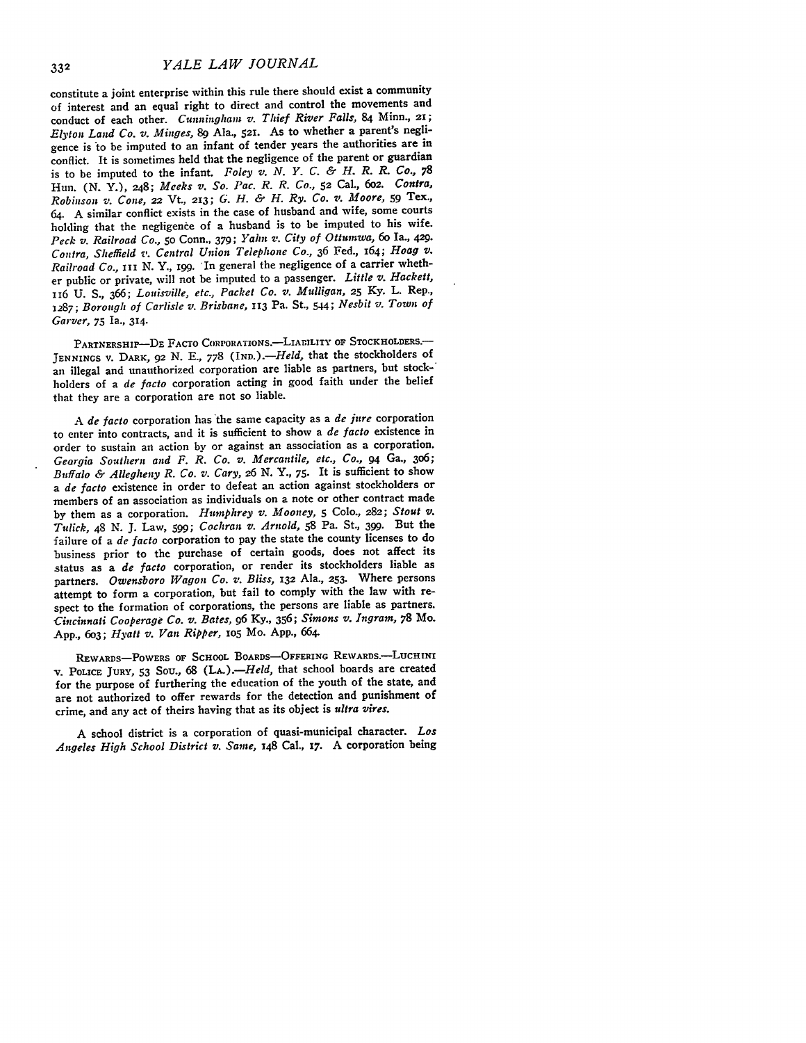constitute a joint enterprise within this rule there should exist a community of interest and an equal right to direct and control the movements and conduct of each other. *Cunningham v. Thief River Falls*, 84 Minn., 21; *Elyton Land Co. v. Minges*, 89 Ala., 521. As to whether a parent's negligence is to be imputed to an infant of tender years the authorities are in conflict. It is sometimes held that the negligence of the parent or guardian is to be imputed to the infant. *Foley v. N. Y. C. & H. R. R. Co.*, 78 Hun. (N. Y.), 248; *Meeks v. So. Pac. R. R. Co.*, 52 Cal., 602. *Contra, Robinson v. Cone*, 22 Vt., 213; *G. H. & H. Ry. Co. v. Moore*, 59 Tex., 64. A similar conflict exists in the case of husband and wife, some courts holding that the negligence of a husband is to be imputed to his wife. *Peck v. Railroad Co.*, 50 Conn., 379; *Yahn v. City of Ottumwa*, 60 Ia., 429. *Contra, Sheffield v. Central Union Telephone Co.*, 36 Fed., 164; *Hoag v. Railroad Co.*, 111 N. Y., 199. In general the negligence of a carrier whether public or private, will not be imputed to a passenger. *Little v. Hackett*, 116 U. S., 366; *Louisville, etc., Packet Co. v. Mulligan*, 25 Ky. L. Rep., 1287; *Borough of Carlisle v. Brisbane*, 113 Pa. St., 544; *Nesbit v. Town of Garver*, 75 Ia., 314.

PARTNERSHIP—DE FACTO CORPORATIONS.—LIABILITY OF STOCKHOLDERS.—JENNINGS v. DARK, 92 N. E., 778 (IND.).—*Held*, that the stockholders of an illegal and unauthorized corporation are liable as partners, but stockholders of a *de facto* corporation acting in good faith under the belief that they are a corporation are not so liable.

A *de facto* corporation has the same capacity as a *de jure* corporation to enter into contracts, and it is sufficient to show a *de facto* existence in order to sustain an action by or against an association as a corporation. *Georgia Southern and F. R. Co. v. Mercantile, etc., Co.*, 94 Ga., 306; *Buffalo & Allegheny R. Co. v. Cary*, 26 N. Y., 75. It is sufficient to show a *de facto* existence in order to defeat an action against stockholders or members of an association as individuals on a note or other contract made by them as a corporation. *Humphrey v. Mooney*, 5 Colo., 282; *Stout v. Tulick*, 48 N. J. Law, 599; *Cochran v. Arnold*, 58 Pa. St., 399. But the failure of a *de facto* corporation to pay the state the county licenses to do business prior to the purchase of certain goods, does not affect its status as a *de facto* corporation, or render its stockholders liable as partners. *Owensboro Wagon Co. v. Bliss*, 132 Ala., 253. Where persons attempt to form a corporation, but fail to comply with the law with respect to the formation of corporations, the persons are liable as partners. *Cincinnati Cooperage Co. v. Bates*, 96 Ky., 356; *Simons v. Ingram*, 78 Mo. App., 603; *Hyatt v. Van Ripper*, 105 Mo. App., 664.

REWARDS—POWERS OF SCHOOL BOARDS—OFFERING REWARDS.—LUCHINI v. POLICE JURY, 53 SOU., 68 (LA.).—*Held*, that school boards are created for the purpose of furthering the education of the youth of the state, and are not authorized to offer rewards for the detection and punishment of crime, and any act of theirs having that as its object is *ultra vires*.

A school district is a corporation of quasi-municipal character. *Los Angeles High School District v. Same*, 148 Cal., 17. A corporation being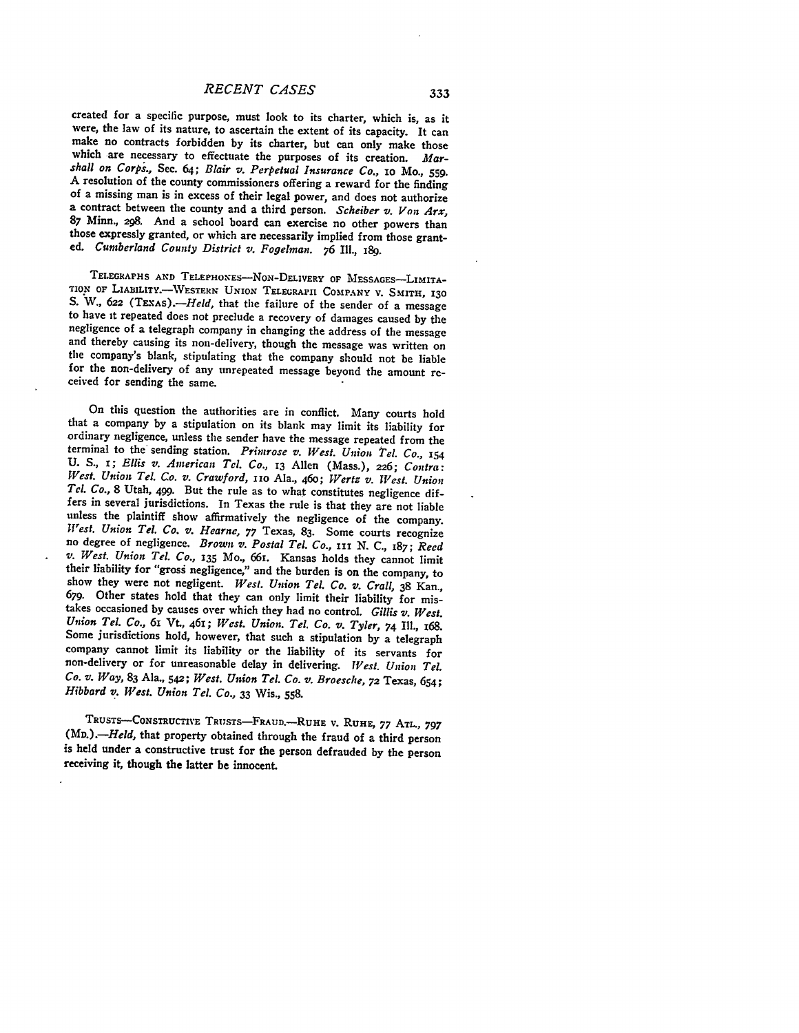created for a specific purpose, must look to its charter, which is, as it were, the law of its nature, to ascertain the extent of its capacity. It can make no contracts forbidden by its charter, but can only make those which are necessary to effectuate the purposes of its creation. *Marshall on Corps.*, Sec. 64; *Blair v. Perpetual Insurance Co.*, 10 Mo., 559. A resolution of the county commissioners offering a reward for the finding of a missing man is in excess of their legal power, and does not authorize a contract between the county and a third person. *Scheiber v. Von Arx*, 87 Minn., 298. And a school board can exercise no other powers than those expressly granted, or which are necessarily implied from those granted. *Cumberland County District v. Fogelman.* 76 Ill., 189.

TELEGRAPHS AND TELEPHONES—NON-DELIVERY OF MESSAGES—LIMITATION OF LIABILITY.—WESTERN UNION TELEGRAPH COMPANY V. SMITH, 130 S. W., 622 (TEXAS).—*Held*, that the failure of the sender of a message to have it repeated does not preclude a recovery of damages caused by the negligence of a telegraph company in changing the address of the message and thereby causing its non-delivery, though the message was written on the company's blank, stipulating that the company should not be liable for the non-delivery of any unrepeated message beyond the amount received for sending the same.

On this question the authorities are in conflict. Many courts hold that a company by a stipulation on its blank may limit its liability for ordinary negligence, unless the sender have the message repeated from the terminal to the sending station. *Primrose v. West. Union Tel. Co.*, 154 U. S., 1; *Ellis v. American Tel. Co.*, 13 Allen (Mass.), 226; *Contra: West. Union Tel. Co. v. Crawford*, 110 Ala., 460; *Wertz v. West. Union Tel. Co.*, 8 Utah, 499. But the rule as to what constitutes negligence differs in several jurisdictions. In Texas the rule is that they are not liable unless the plaintiff show affirmatively the negligence of the company. *West. Union Tel. Co. v. Hearne*, 77 Texas, 83. Some courts recognize no degree of negligence. *Brown v. Postal Tel. Co.*, 111 N. C., 187; *Reed v. West. Union Tel. Co.*, 135 Mo., 661. Kansas holds they cannot limit their liability for "gross negligence," and the burden is on the company, to show they were not negligent. *West. Union Tel. Co. v. Crall*, 38 Kan., 679. Other states hold that they can only limit their liability for mistakes occasioned by causes over which they had no control. *Gillis v. West. Union Tel. Co.*, 61 Vt., 461; *West. Union. Tel. Co. v. Tyler*, 74 Ill., 168. Some jurisdictions hold, however, that such a stipulation by a telegraph company cannot limit its liability or the liability of its servants for non-delivery or for unreasonable delay in delivering. *West. Union Tel. Co. v. Way*, 83 Ala., 542; *West. Union Tel. Co. v. Broesche*, 72 Texas, 654; *Hibbard v. West. Union Tel. Co.*, 33 Wis., 558.

TRUSTS—CONSTRUCTIVE TRUSTS—FRAUD.—RUHE V. RUHE, 77 ATL., 797 (MD.).—*Held*, that property obtained through the fraud of a third person is held under a constructive trust for the person defrauded by the person receiving it, though the latter be innocent.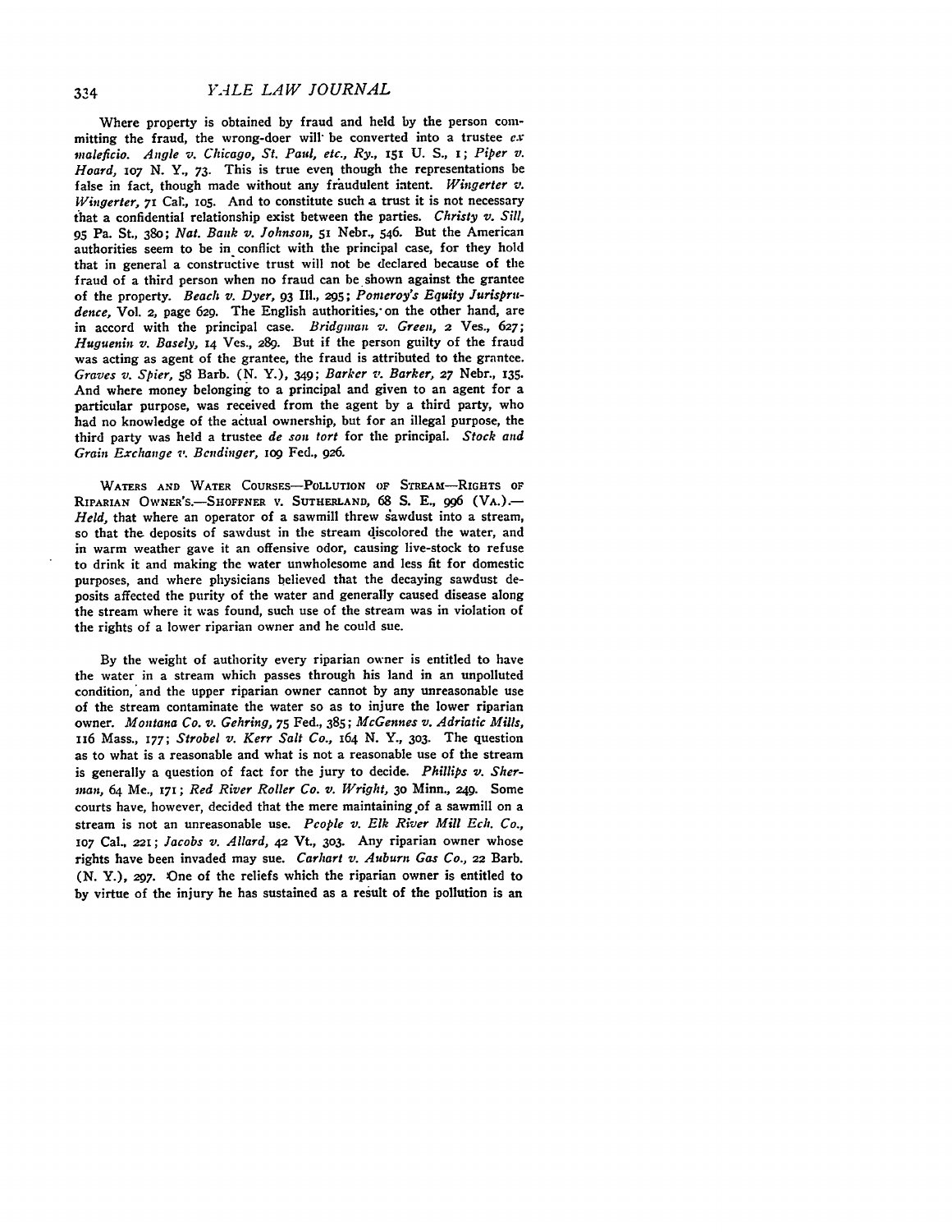Where property is obtained by fraud and held by the person committing the fraud, the wrong-doer will be converted into a trustee *ex maleficio*. *Angle v. Chicago, St. Paul, etc., Ry.*, 151 U. S., 1; *Piper v. Hoard*, 107 N. Y., 73. This is true even though the representations be false in fact, though made without any fraudulent intent. *Wingerter v. Wingerter*, 71 Cal., 105. And to constitute such a trust it is not necessary that a confidential relationship exist between the parties. *Christy v. Sill*, 95 Pa. St., 380; *Nat. Bank v. Johnson*, 51 Nebr., 546. But the American authorities seem to be in conflict with the principal case, for they hold that in general a constructive trust will not be declared because of the fraud of a third person when no fraud can be shown against the grantee of the property. *Beach v. Dyer*, 93 Ill., 295; *Pomeroy's Equity Jurisprudence*, Vol. 2, page 629. The English authorities, on the other hand, are in accord with the principal case. *Bridgman v. Green*, 2 Ves., 627; *Huguenin v. Basely*, 14 Ves., 289. But if the person guilty of the fraud was acting as agent of the grantee, the fraud is attributed to the grantee. *Graves v. Spier*, 58 Barb. (N. Y.), 349; *Barker v. Barker*, 27 Nebr., 135. And where money belonging to a principal and given to an agent for a particular purpose, was received from the agent by a third party, who had no knowledge of the actual ownership, but for an illegal purpose, the third party was held a trustee *de son tort* for the principal. *Stock and Grain Exchange v. Bendinger*, 109 Fed., 926.

WATERS AND WATER COURSES—POLLUTION OF STREAM—RIGHTS OF RIPARIAN OWNER'S.—SHOFFNER V. SUTHERLAND, 68 S. E., 996 (VA.).—*Held*, that where an operator of a sawmill threw sawdust into a stream, so that the deposits of sawdust in the stream discolored the water, and in warm weather gave it an offensive odor, causing live-stock to refuse to drink it and making the water unwholesome and less fit for domestic purposes, and where physicians believed that the decaying sawdust deposits affected the purity of the water and generally caused disease along the stream where it was found, such use of the stream was in violation of the rights of a lower riparian owner and he could sue.

By the weight of authority every riparian owner is entitled to have the water in a stream which passes through his land in an unpolluted condition, and the upper riparian owner cannot by any unreasonable use of the stream contaminate the water so as to injure the lower riparian owner. *Montana Co. v. Gehring*, 75 Fed., 385; *McGennes v. Adriatic Mills*, 116 Mass., 177; *Strobel v. Kerr Salt Co.*, 164 N. Y., 303. The question as to what is a reasonable and what is not a reasonable use of the stream is generally a question of fact for the jury to decide. *Phillips v. Sherman*, 64 Me., 171; *Red River Roller Co. v. Wright*, 30 Minn., 249. Some courts have, however, decided that the mere maintaining of a sawmill on a stream is not an unreasonable use. *People v. Elk River Mill Ech. Co.*, 107 Cal., 221; *Jacobs v. Allard*, 42 Vt., 303. Any riparian owner whose rights have been invaded may sue. *Carhart v. Auburn Gas Co.*, 22 Barb. (N. Y.), 297. One of the reliefs which the riparian owner is entitled to by virtue of the injury he has sustained as a result of the pollution is an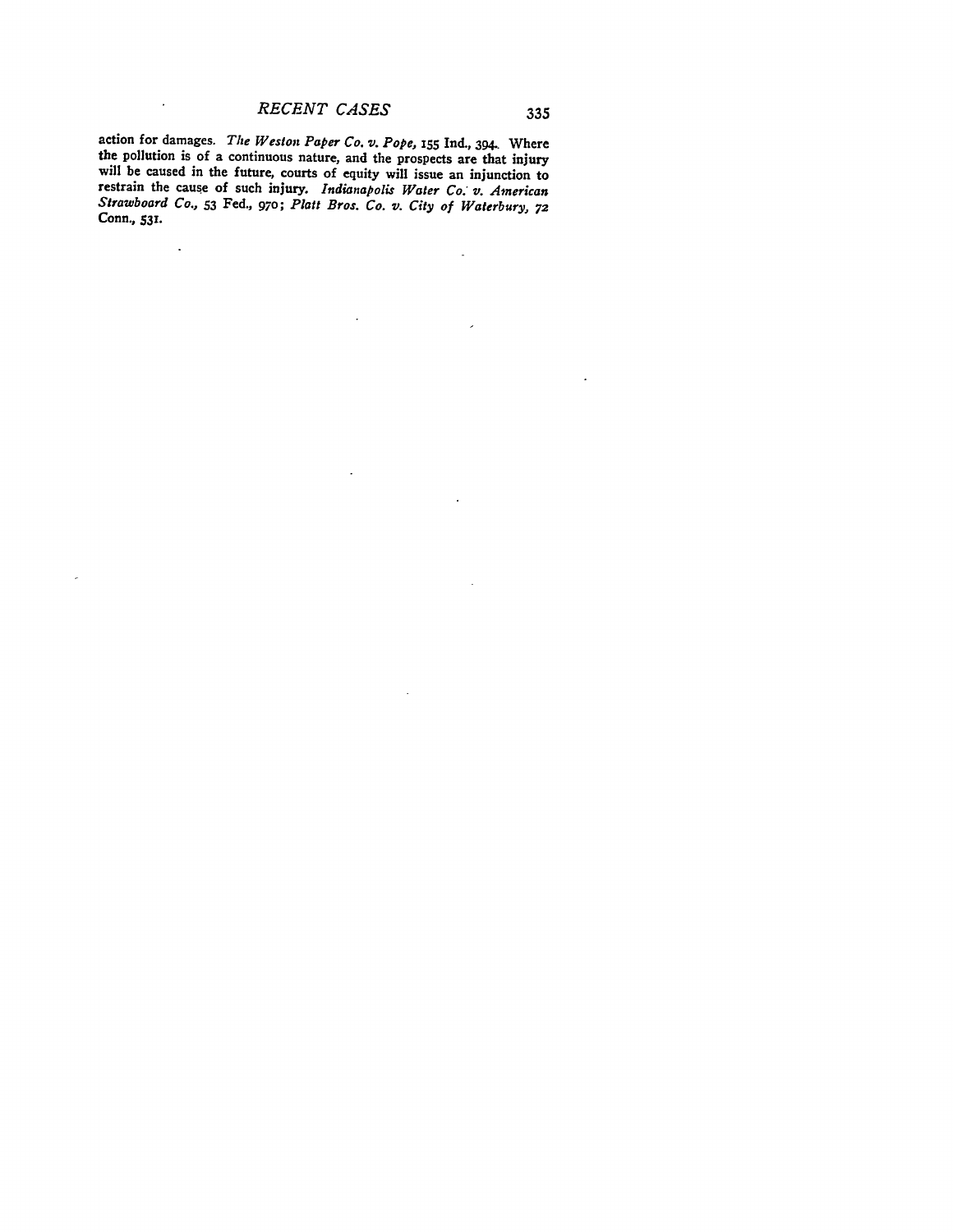action for damages. *The Weston Paper Co. v. Pope*, 155 Ind., 394. Where the pollution is of a continuous nature, and the prospects are that injury will be caused in the future, courts of equity will issue an injunction to restrain the cause of such injury. *Indianapolis Water Co. v. American Strawboard Co.*, 53 Fed., 970; *Platt Bros. Co. v. City of Waterbury*, 72 Conn., 531.